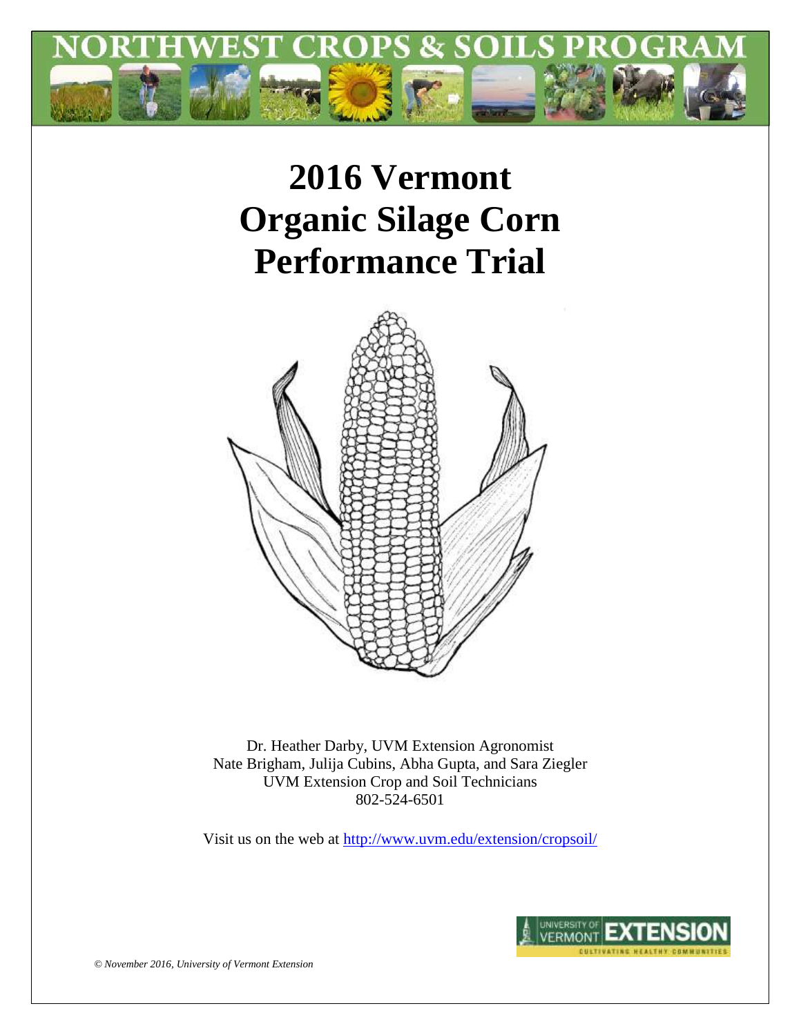NORTHWEST CROPS & SOILS PROGRAM

# 2016 Vermont Organic Silage Corn Performance Trial

Dr. Heather Darby, UVM Extension Agronomist
Nate Brigham, Julija Cubins, Abha Gupta, and Sara Ziegler
UVM Extension Crop and Soil Technicians
802-524-6501

Visit us on the web at http://www.uvm.edu/extension/cropsoil/

*© November 2016, University of Vermont Extension*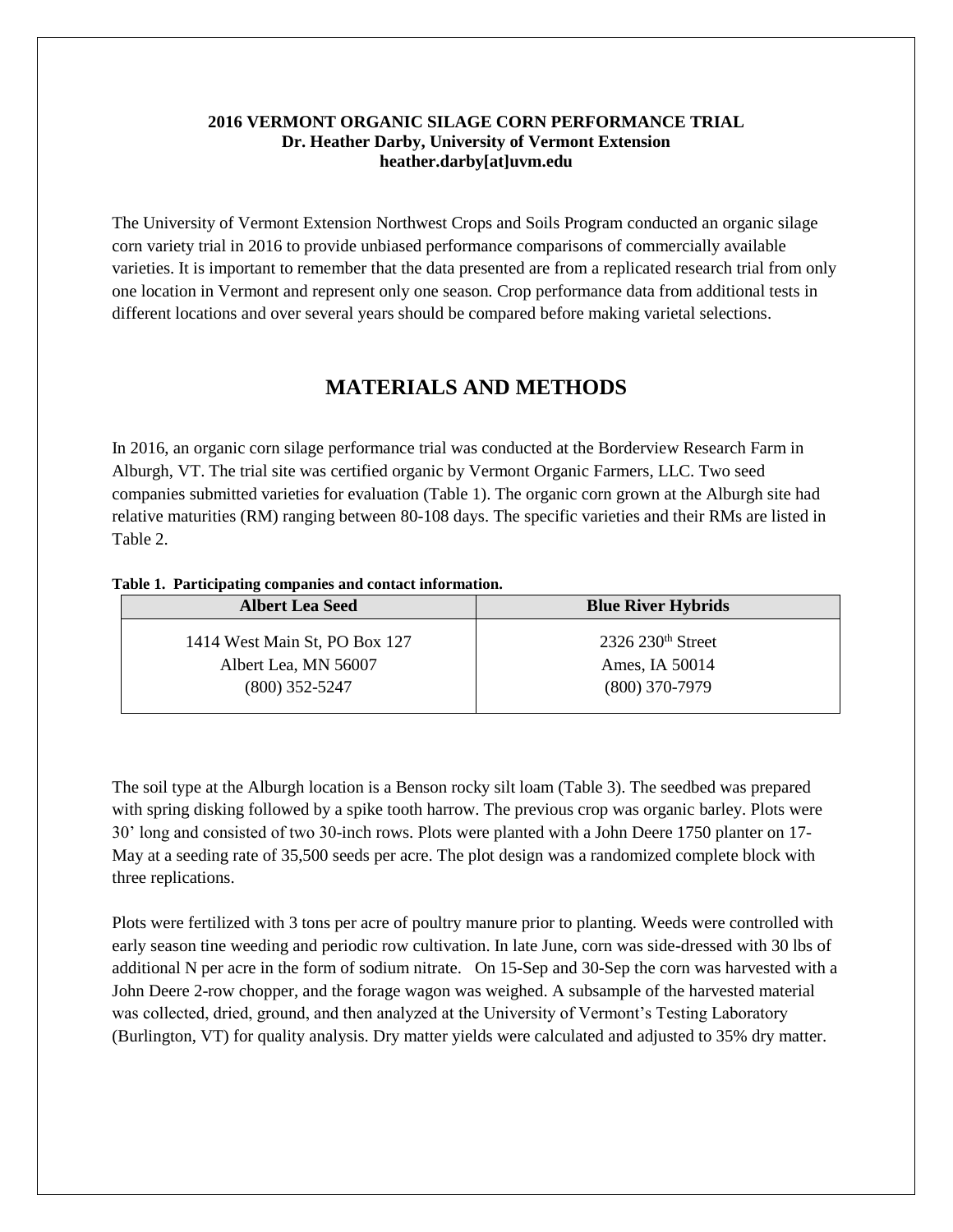**2016 VERMONT ORGANIC SILAGE CORN PERFORMANCE TRIAL**
**Dr. Heather Darby, University of Vermont Extension**
**heather.darby[at]uvm.edu**

The University of Vermont Extension Northwest Crops and Soils Program conducted an organic silage corn variety trial in 2016 to provide unbiased performance comparisons of commercially available varieties. It is important to remember that the data presented are from a replicated research trial from only one location in Vermont and represent only one season. Crop performance data from additional tests in different locations and over several years should be compared before making varietal selections.

# MATERIALS AND METHODS

In 2016, an organic corn silage performance trial was conducted at the Borderview Research Farm in Alburgh, VT. The trial site was certified organic by Vermont Organic Farmers, LLC. Two seed companies submitted varieties for evaluation (Table 1). The organic corn grown at the Alburgh site had relative maturities (RM) ranging between 80-108 days. The specific varieties and their RMs are listed in Table 2.

**Table 1. Participating companies and contact information.**

| Albert Lea Seed | Blue River Hybrids |
|---|---|
| 1414 West Main St, PO Box 127<br>Albert Lea, MN 56007<br>(800) 352-5247 | 2326 230th Street<br>Ames, IA 50014<br>(800) 370-7979 |

The soil type at the Alburgh location is a Benson rocky silt loam (Table 3). The seedbed was prepared with spring disking followed by a spike tooth harrow. The previous crop was organic barley. Plots were 30' long and consisted of two 30-inch rows. Plots were planted with a John Deere 1750 planter on 17-May at a seeding rate of 35,500 seeds per acre. The plot design was a randomized complete block with three replications.

Plots were fertilized with 3 tons per acre of poultry manure prior to planting. Weeds were controlled with early season tine weeding and periodic row cultivation. In late June, corn was side-dressed with 30 lbs of additional N per acre in the form of sodium nitrate. On 15-Sep and 30-Sep the corn was harvested with a John Deere 2-row chopper, and the forage wagon was weighed. A subsample of the harvested material was collected, dried, ground, and then analyzed at the University of Vermont's Testing Laboratory (Burlington, VT) for quality analysis. Dry matter yields were calculated and adjusted to 35% dry matter.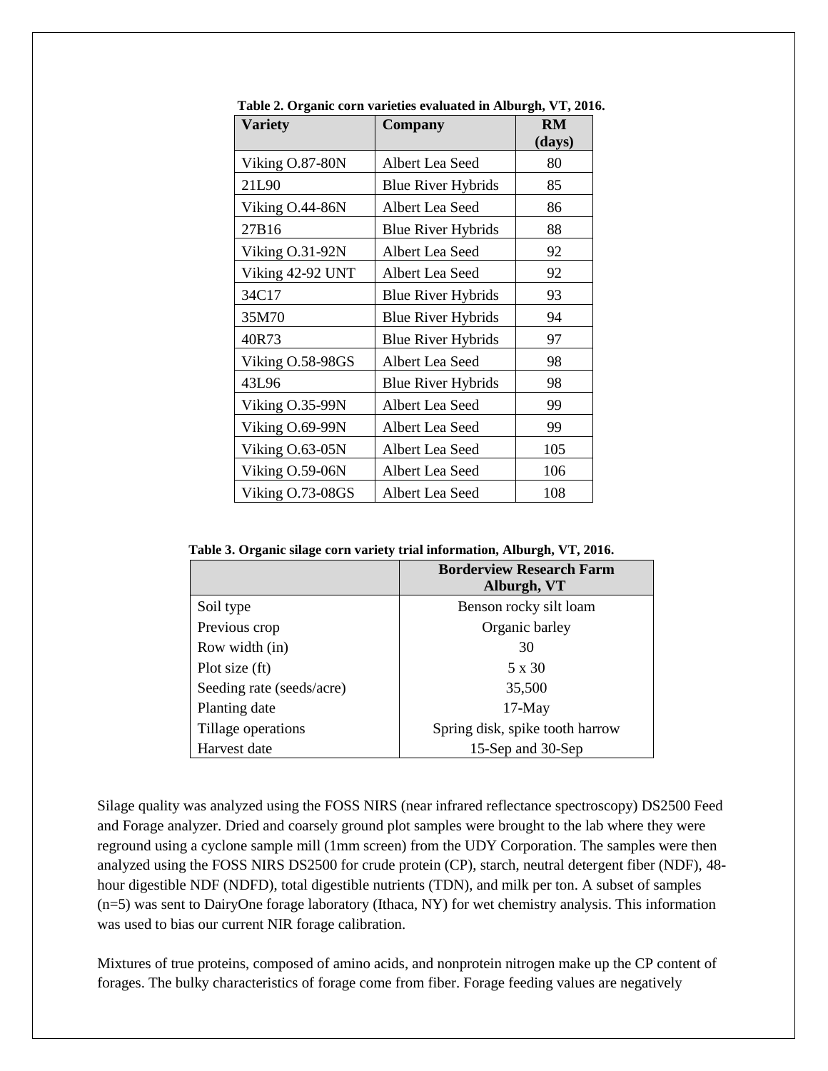**Table 2. Organic corn varieties evaluated in Alburgh, VT, 2016.**

| Variety | Company | RM (days) |
|---|---|---|
| Viking O.87-80N | Albert Lea Seed | 80 |
| 21L90 | Blue River Hybrids | 85 |
| Viking O.44-86N | Albert Lea Seed | 86 |
| 27B16 | Blue River Hybrids | 88 |
| Viking O.31-92N | Albert Lea Seed | 92 |
| Viking 42-92 UNT | Albert Lea Seed | 92 |
| 34C17 | Blue River Hybrids | 93 |
| 35M70 | Blue River Hybrids | 94 |
| 40R73 | Blue River Hybrids | 97 |
| Viking O.58-98GS | Albert Lea Seed | 98 |
| 43L96 | Blue River Hybrids | 98 |
| Viking O.35-99N | Albert Lea Seed | 99 |
| Viking O.69-99N | Albert Lea Seed | 99 |
| Viking O.63-05N | Albert Lea Seed | 105 |
| Viking O.59-06N | Albert Lea Seed | 106 |
| Viking O.73-08GS | Albert Lea Seed | 108 |

**Table 3. Organic silage corn variety trial information, Alburgh, VT, 2016.**

| | Borderview Research Farm Alburgh, VT |
|---|---|
| Soil type | Benson rocky silt loam |
| Previous crop | Organic barley |
| Row width (in) | 30 |
| Plot size (ft) | 5 x 30 |
| Seeding rate (seeds/acre) | 35,500 |
| Planting date | 17-May |
| Tillage operations | Spring disk, spike tooth harrow |
| Harvest date | 15-Sep and 30-Sep |

Silage quality was analyzed using the FOSS NIRS (near infrared reflectance spectroscopy) DS2500 Feed and Forage analyzer. Dried and coarsely ground plot samples were brought to the lab where they were reground using a cyclone sample mill (1mm screen) from the UDY Corporation. The samples were then analyzed using the FOSS NIRS DS2500 for crude protein (CP), starch, neutral detergent fiber (NDF), 48-hour digestible NDF (NDFD), total digestible nutrients (TDN), and milk per ton. A subset of samples (n=5) was sent to DairyOne forage laboratory (Ithaca, NY) for wet chemistry analysis. This information was used to bias our current NIR forage calibration.

Mixtures of true proteins, composed of amino acids, and nonprotein nitrogen make up the CP content of forages. The bulky characteristics of forage come from fiber. Forage feeding values are negatively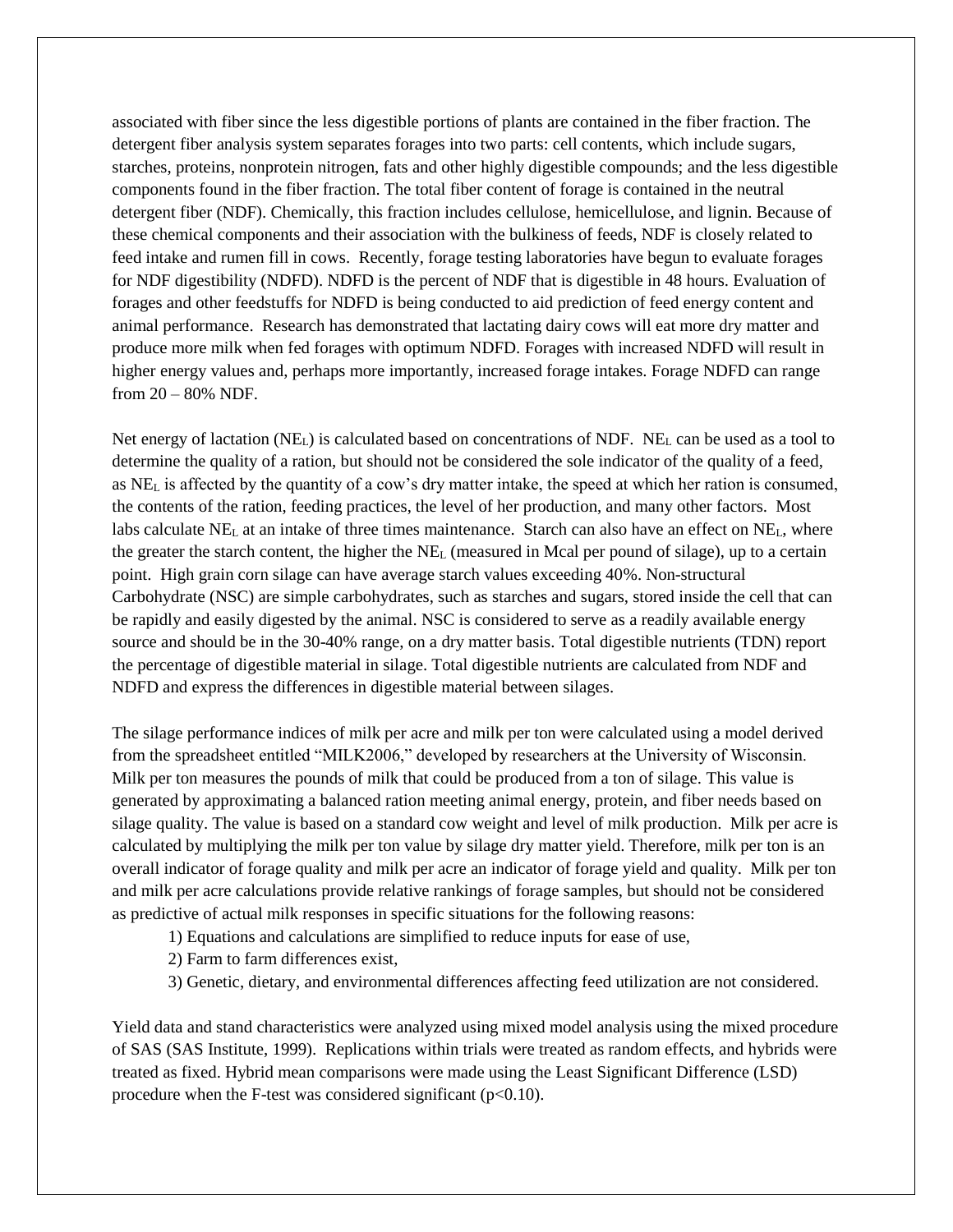associated with fiber since the less digestible portions of plants are contained in the fiber fraction. The detergent fiber analysis system separates forages into two parts: cell contents, which include sugars, starches, proteins, nonprotein nitrogen, fats and other highly digestible compounds; and the less digestible components found in the fiber fraction. The total fiber content of forage is contained in the neutral detergent fiber (NDF). Chemically, this fraction includes cellulose, hemicellulose, and lignin. Because of these chemical components and their association with the bulkiness of feeds, NDF is closely related to feed intake and rumen fill in cows. Recently, forage testing laboratories have begun to evaluate forages for NDF digestibility (NDFD). NDFD is the percent of NDF that is digestible in 48 hours. Evaluation of forages and other feedstuffs for NDFD is being conducted to aid prediction of feed energy content and animal performance. Research has demonstrated that lactating dairy cows will eat more dry matter and produce more milk when fed forages with optimum NDFD. Forages with increased NDFD will result in higher energy values and, perhaps more importantly, increased forage intakes. Forage NDFD can range from 20 – 80% NDF.

Net energy of lactation ($NE_L$) is calculated based on concentrations of NDF. $NE_L$ can be used as a tool to determine the quality of a ration, but should not be considered the sole indicator of the quality of a feed, as $NE_L$ is affected by the quantity of a cow's dry matter intake, the speed at which her ration is consumed, the contents of the ration, feeding practices, the level of her production, and many other factors. Most labs calculate $NE_L$ at an intake of three times maintenance. Starch can also have an effect on $NE_L$, where the greater the starch content, the higher the $NE_L$ (measured in Mcal per pound of silage), up to a certain point. High grain corn silage can have average starch values exceeding 40%. Non-structural Carbohydrate (NSC) are simple carbohydrates, such as starches and sugars, stored inside the cell that can be rapidly and easily digested by the animal. NSC is considered to serve as a readily available energy source and should be in the 30-40% range, on a dry matter basis. Total digestible nutrients (TDN) report the percentage of digestible material in silage. Total digestible nutrients are calculated from NDF and NDFD and express the differences in digestible material between silages.

The silage performance indices of milk per acre and milk per ton were calculated using a model derived from the spreadsheet entitled "MILK2006," developed by researchers at the University of Wisconsin. Milk per ton measures the pounds of milk that could be produced from a ton of silage. This value is generated by approximating a balanced ration meeting animal energy, protein, and fiber needs based on silage quality. The value is based on a standard cow weight and level of milk production. Milk per acre is calculated by multiplying the milk per ton value by silage dry matter yield. Therefore, milk per ton is an overall indicator of forage quality and milk per acre an indicator of forage yield and quality. Milk per ton and milk per acre calculations provide relative rankings of forage samples, but should not be considered as predictive of actual milk responses in specific situations for the following reasons:

1) Equations and calculations are simplified to reduce inputs for ease of use,
2) Farm to farm differences exist,
3) Genetic, dietary, and environmental differences affecting feed utilization are not considered.

Yield data and stand characteristics were analyzed using mixed model analysis using the mixed procedure of SAS (SAS Institute, 1999). Replications within trials were treated as random effects, and hybrids were treated as fixed. Hybrid mean comparisons were made using the Least Significant Difference (LSD) procedure when the F-test was considered significant ($p<0.10$).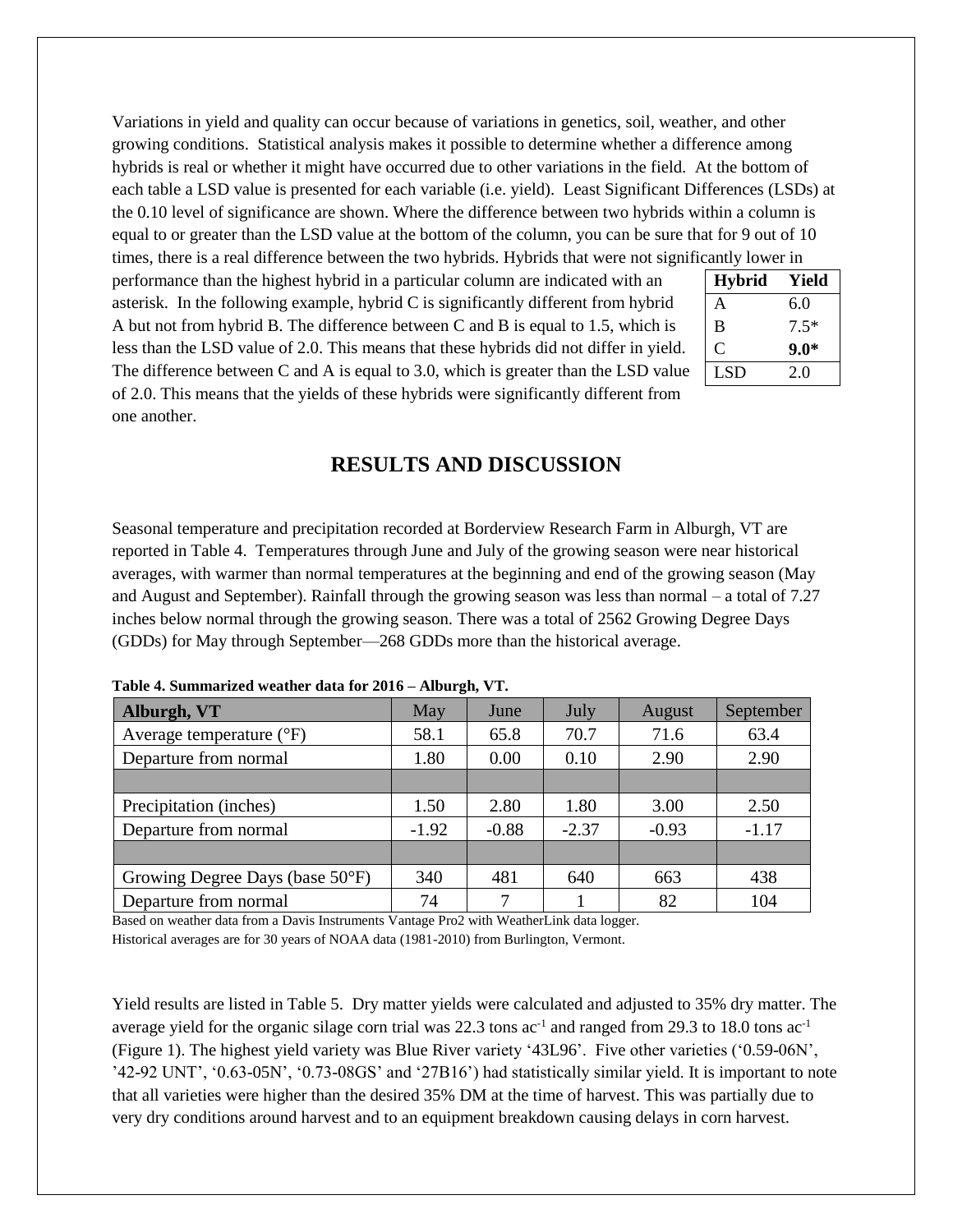Variations in yield and quality can occur because of variations in genetics, soil, weather, and other growing conditions. Statistical analysis makes it possible to determine whether a difference among hybrids is real or whether it might have occurred due to other variations in the field. At the bottom of each table a LSD value is presented for each variable (i.e. yield). Least Significant Differences (LSDs) at the 0.10 level of significance are shown. Where the difference between two hybrids within a column is equal to or greater than the LSD value at the bottom of the column, you can be sure that for 9 out of 10 times, there is a real difference between the two hybrids. Hybrids that were not significantly lower in performance than the highest hybrid in a particular column are indicated with an asterisk. In the following example, hybrid C is significantly different from hybrid A but not from hybrid B. The difference between C and B is equal to 1.5, which is less than the LSD value of 2.0. This means that these hybrids did not differ in yield. The difference between C and A is equal to 3.0, which is greater than the LSD value of 2.0. This means that the yields of these hybrids were significantly different from one another.

| Hybrid | Yield |
|---|---|
| A | 6.0 |
| B | 7.5* |
| C | **9.0*** |
| LSD | 2.0 |

## RESULTS AND DISCUSSION

Seasonal temperature and precipitation recorded at Borderview Research Farm in Alburgh, VT are reported in Table 4. Temperatures through June and July of the growing season were near historical averages, with warmer than normal temperatures at the beginning and end of the growing season (May and August and September). Rainfall through the growing season was less than normal – a total of 7.27 inches below normal through the growing season. There was a total of 2562 Growing Degree Days (GDDs) for May through September—268 GDDs more than the historical average.

**Table 4. Summarized weather data for 2016 – Alburgh, VT.**

| Alburgh, VT | May | June | July | August | September |
|---|---|---|---|---|---|
| Average temperature (°F) | 58.1 | 65.8 | 70.7 | 71.6 | 63.4 |
| Departure from normal | 1.80 | 0.00 | 0.10 | 2.90 | 2.90 |
| | | | | | |
| Precipitation (inches) | 1.50 | 2.80 | 1.80 | 3.00 | 2.50 |
| Departure from normal | -1.92 | -0.88 | -2.37 | -0.93 | -1.17 |
| | | | | | |
| Growing Degree Days (base 50°F) | 340 | 481 | 640 | 663 | 438 |
| Departure from normal | 74 | 7 | 1 | 82 | 104 |

Based on weather data from a Davis Instruments Vantage Pro2 with WeatherLink data logger.
Historical averages are for 30 years of NOAA data (1981-2010) from Burlington, Vermont.

Yield results are listed in Table 5. Dry matter yields were calculated and adjusted to 35% dry matter. The average yield for the organic silage corn trial was 22.3 tons $ac^{-1}$ and ranged from 29.3 to 18.0 tons $ac^{-1}$ (Figure 1). The highest yield variety was Blue River variety '43L96'. Five other varieties ('0.59-06N', '42-92 UNT', '0.63-05N', '0.73-08GS' and '27B16') had statistically similar yield. It is important to note that all varieties were higher than the desired 35% DM at the time of harvest. This was partially due to very dry conditions around harvest and to an equipment breakdown causing delays in corn harvest.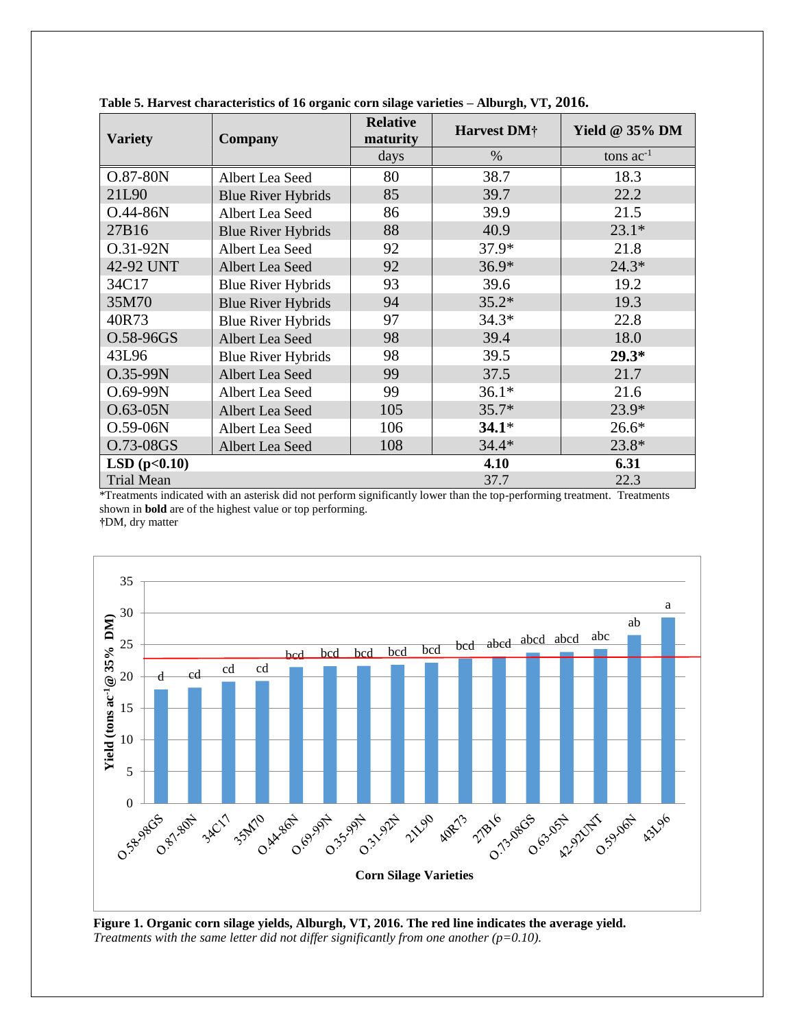**Table 5. Harvest characteristics of 16 organic corn silage varieties – Alburgh, VT, 2016.**

| Variety | Company | Relative maturity | Harvest DM† | Yield @ 35% DM |
|---|---|---|---|---|
| | | days | % | tons ac$^{-1}$ |
| O.87-80N | Albert Lea Seed | 80 | 38.7 | 18.3 |
| 21L90 | Blue River Hybrids | 85 | 39.7 | 22.2 |
| O.44-86N | Albert Lea Seed | 86 | 39.9 | 21.5 |
| 27B16 | Blue River Hybrids | 88 | 40.9 | 23.1* |
| O.31-92N | Albert Lea Seed | 92 | 37.9* | 21.8 |
| 42-92 UNT | Albert Lea Seed | 92 | 36.9* | 24.3* |
| 34C17 | Blue River Hybrids | 93 | 39.6 | 19.2 |
| 35M70 | Blue River Hybrids | 94 | 35.2* | 19.3 |
| 40R73 | Blue River Hybrids | 97 | 34.3* | 22.8 |
| O.58-96GS | Albert Lea Seed | 98 | 39.4 | 18.0 |
| 43L96 | Blue River Hybrids | 98 | 39.5 | **29.3*** |
| O.35-99N | Albert Lea Seed | 99 | 37.5 | 21.7 |
| O.69-99N | Albert Lea Seed | 99 | 36.1* | 21.6 |
| O.63-05N | Albert Lea Seed | 105 | 35.7* | 23.9* |
| O.59-06N | Albert Lea Seed | 106 | **34.1*** | 26.6* |
| O.73-08GS | Albert Lea Seed | 108 | 34.4* | 23.8* |
| **LSD (p<0.10)** | | | **4.10** | **6.31** |
| Trial Mean | | | 37.7 | 22.3 |

*Treatments indicated with an asterisk did not perform significantly lower than the top-performing treatment. Treatments shown in **bold** are of the highest value or top performing.
†DM, dry matter

**Figure 1. Organic corn silage yields, Alburgh, VT, 2016. The red line indicates the average yield.** *Treatments with the same letter did not differ significantly from one another (p=0.10).*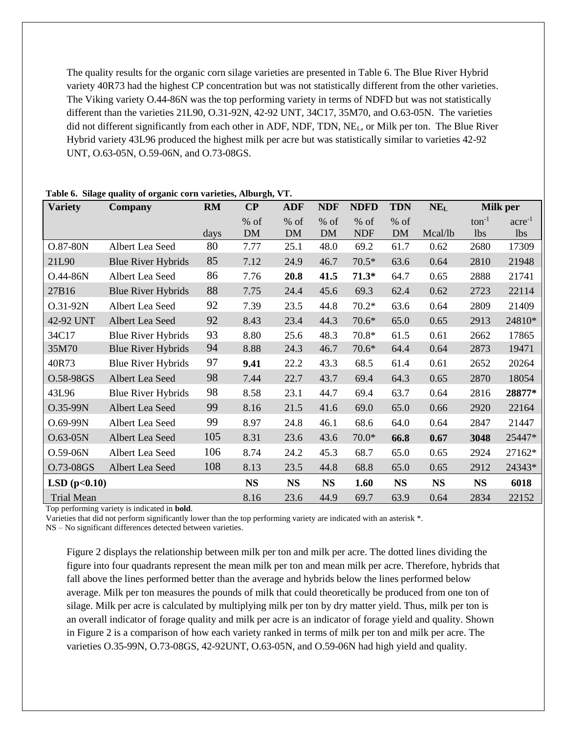The quality results for the organic corn silage varieties are presented in Table 6. The Blue River Hybrid variety 40R73 had the highest CP concentration but was not statistically different from the other varieties. The Viking variety O.44-86N was the top performing variety in terms of NDFD but was not statistically different than the varieties 21L90, O.31-92N, 42-92 UNT, 34C17, 35M70, and O.63-05N. The varieties did not different significantly from each other in ADF, NDF, TDN, $NE_L$, or Milk per ton. The Blue River Hybrid variety 43L96 produced the highest milk per acre but was statistically similar to varieties 42-92 UNT, O.63-05N, O.59-06N, and O.73-08GS.

**Table 6. Silage quality of organic corn varieties, Alburgh, VT.**

| Variety | Company | RM | CP | ADF | NDF | NDFD | TDN | $NE_L$ | Milk per | |
|---|---|---|---|---|---|---|---|---|---|---|
| | | days | % of DM | % of DM | % of DM | % of NDF | % of DM | Mcal/lb | $ton^{-1}$ lbs | $acre^{-1}$ lbs |
| O.87-80N | Albert Lea Seed | 80 | 7.77 | 25.1 | 48.0 | 69.2 | 61.7 | 0.62 | 2680 | 17309 |
| 21L90 | Blue River Hybrids | 85 | 7.12 | 24.9 | 46.7 | 70.5* | 63.6 | 0.64 | 2810 | 21948 |
| O.44-86N | Albert Lea Seed | 86 | 7.76 | **20.8** | **41.5** | **71.3*** | 64.7 | 0.65 | 2888 | 21741 |
| 27B16 | Blue River Hybrids | 88 | 7.75 | 24.4 | 45.6 | 69.3 | 62.4 | 0.62 | 2723 | 22114 |
| O.31-92N | Albert Lea Seed | 92 | 7.39 | 23.5 | 44.8 | 70.2* | 63.6 | 0.64 | 2809 | 21409 |
| 42-92 UNT | Albert Lea Seed | 92 | 8.43 | 23.4 | 44.3 | 70.6* | 65.0 | 0.65 | 2913 | 24810* |
| 34C17 | Blue River Hybrids | 93 | 8.80 | 25.6 | 48.3 | 70.8* | 61.5 | 0.61 | 2662 | 17865 |
| 35M70 | Blue River Hybrids | 94 | 8.88 | 24.3 | 46.7 | 70.6* | 64.4 | 0.64 | 2873 | 19471 |
| 40R73 | Blue River Hybrids | 97 | **9.41** | 22.2 | 43.3 | 68.5 | 61.4 | 0.61 | 2652 | 20264 |
| O.58-98GS | Albert Lea Seed | 98 | 7.44 | 22.7 | 43.7 | 69.4 | 64.3 | 0.65 | 2870 | 18054 |
| 43L96 | Blue River Hybrids | 98 | 8.58 | 23.1 | 44.7 | 69.4 | 63.7 | 0.64 | 2816 | **28877*** |
| O.35-99N | Albert Lea Seed | 99 | 8.16 | 21.5 | 41.6 | 69.0 | 65.0 | 0.66 | 2920 | 22164 |
| O.69-99N | Albert Lea Seed | 99 | 8.97 | 24.8 | 46.1 | 68.6 | 64.0 | 0.64 | 2847 | 21447 |
| O.63-05N | Albert Lea Seed | 105 | 8.31 | 23.6 | 43.6 | 70.0* | **66.8** | **0.67** | **3048** | 25447* |
| O.59-06N | Albert Lea Seed | 106 | 8.74 | 24.2 | 45.3 | 68.7 | 65.0 | 0.65 | 2924 | 27162* |
| O.73-08GS | Albert Lea Seed | 108 | 8.13 | 23.5 | 44.8 | 68.8 | 65.0 | 0.65 | 2912 | 24343* |
| **LSD ($p$<0.10)** | | | **NS** | **NS** | **NS** | **1.60** | **NS** | **NS** | **NS** | **6018** |
| Trial Mean | | | 8.16 | 23.6 | 44.9 | 69.7 | 63.9 | 0.64 | 2834 | 22152 |

Top performing variety is indicated in **bold**.

Varieties that did not perform significantly lower than the top performing variety are indicated with an asterisk *.

NS – No significant differences detected between varieties.

Figure 2 displays the relationship between milk per ton and milk per acre. The dotted lines dividing the figure into four quadrants represent the mean milk per ton and mean milk per acre. Therefore, hybrids that fall above the lines performed better than the average and hybrids below the lines performed below average. Milk per ton measures the pounds of milk that could theoretically be produced from one ton of silage. Milk per acre is calculated by multiplying milk per ton by dry matter yield. Thus, milk per ton is an overall indicator of forage quality and milk per acre is an indicator of forage yield and quality. Shown in Figure 2 is a comparison of how each variety ranked in terms of milk per ton and milk per acre. The varieties O.35-99N, O.73-08GS, 42-92UNT, O.63-05N, and O.59-06N had high yield and quality.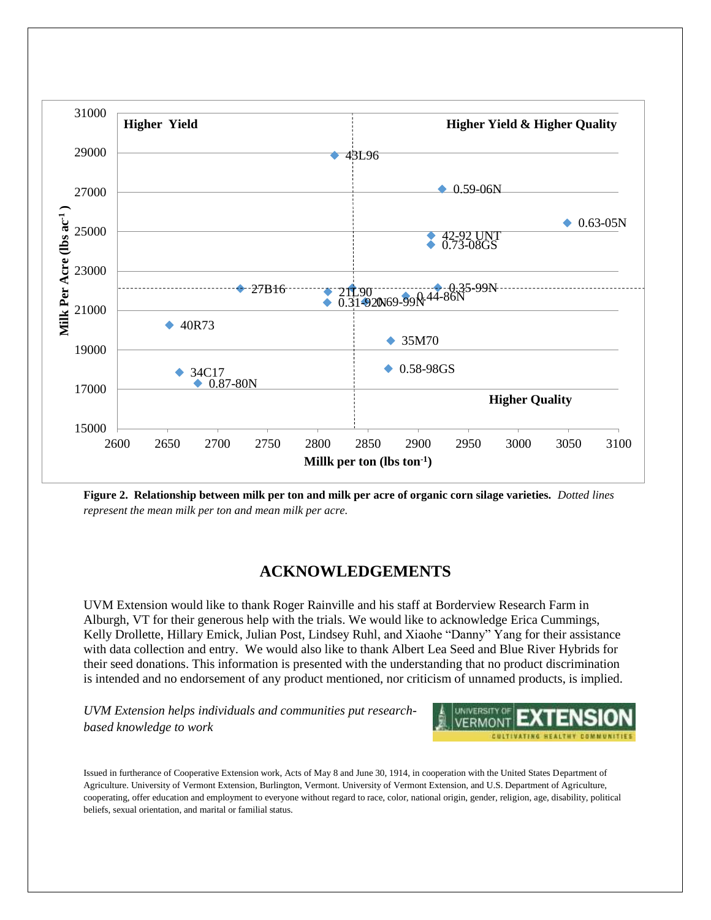Higher Yield

Higher Yield & Higher Quality

Higher Quality

Milk Per Acre (lbs ac$^{-1}$)

Millk per ton (lbs ton$^{-1}$)

31000
29000
27000
25000
23000
21000
19000
17000
15000

2600 2650 2700 2750 2800 2850 2900 2950 3000 3050 3100

43L96
0.59-06N
0.63-05N
42-92 UNT
0.73-08GS
27B16
21L90
0.35-99N
0.44-86N
0.31-92N
0.69-99N
40R73
35M70
0.58-98GS
34C17
0.87-80N

**Figure 2. Relationship between milk per ton and milk per acre of organic corn silage varieties.** *Dotted lines represent the mean milk per ton and mean milk per acre.*

## ACKNOWLEDGEMENTS

UVM Extension would like to thank Roger Rainville and his staff at Borderview Research Farm in Alburgh, VT for their generous help with the trials. We would like to acknowledge Erica Cummings, Kelly Drollette, Hillary Emick, Julian Post, Lindsey Ruhl, and Xiaohe "Danny" Yang for their assistance with data collection and entry. We would also like to thank Albert Lea Seed and Blue River Hybrids for their seed donations. This information is presented with the understanding that no product discrimination is intended and no endorsement of any product mentioned, nor criticism of unnamed products, is implied.

*UVM Extension helps individuals and communities put research-based knowledge to work*

UNIVERSITY OF VERMONT EXTENSION
CULTIVATING HEALTHY COMMUNITIES

Issued in furtherance of Cooperative Extension work, Acts of May 8 and June 30, 1914, in cooperation with the United States Department of Agriculture. University of Vermont Extension, Burlington, Vermont. University of Vermont Extension, and U.S. Department of Agriculture, cooperating, offer education and employment to everyone without regard to race, color, national origin, gender, religion, age, disability, political beliefs, sexual orientation, and marital or familial status.